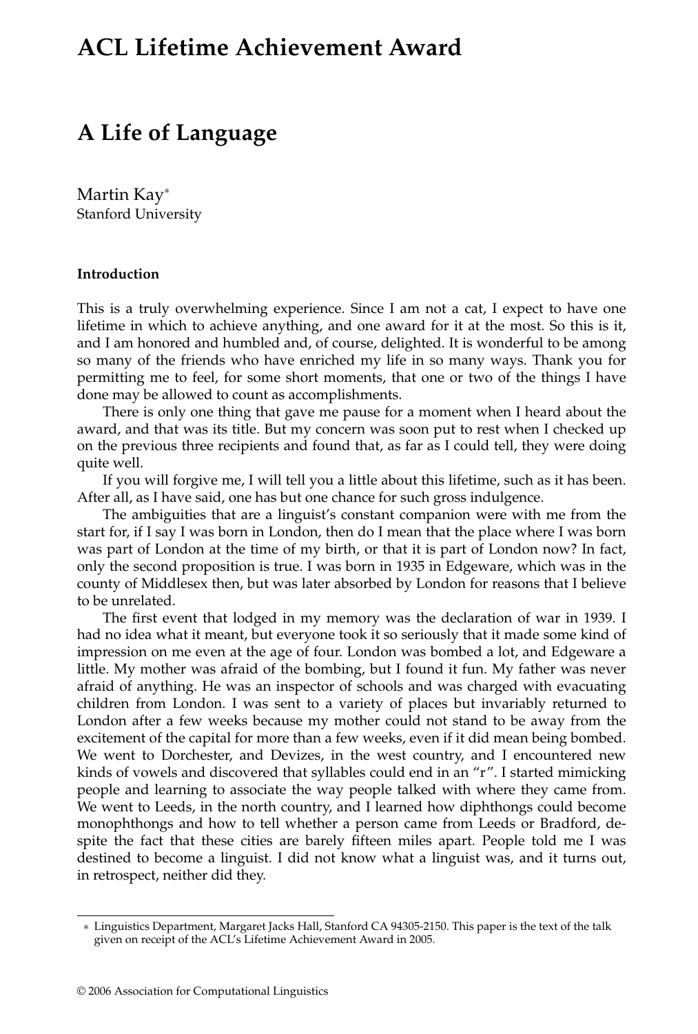# ACL Lifetime Achievement Award

# A Life of Language

Martin Kay*
Stanford University

### Introduction

This is a truly overwhelming experience. Since I am not a cat, I expect to have one lifetime in which to achieve anything, and one award for it at the most. So this is it, and I am honored and humbled and, of course, delighted. It is wonderful to be among so many of the friends who have enriched my life in so many ways. Thank you for permitting me to feel, for some short moments, that one or two of the things I have done may be allowed to count as accomplishments.

There is only one thing that gave me pause for a moment when I heard about the award, and that was its title. But my concern was soon put to rest when I checked up on the previous three recipients and found that, as far as I could tell, they were doing quite well.

If you will forgive me, I will tell you a little about this lifetime, such as it has been. After all, as I have said, one has but one chance for such gross indulgence.

The ambiguities that are a linguist's constant companion were with me from the start for, if I say I was born in London, then do I mean that the place where I was born was part of London at the time of my birth, or that it is part of London now? In fact, only the second proposition is true. I was born in 1935 in Edgeware, which was in the county of Middlesex then, but was later absorbed by London for reasons that I believe to be unrelated.

The first event that lodged in my memory was the declaration of war in 1939. I had no idea what it meant, but everyone took it so seriously that it made some kind of impression on me even at the age of four. London was bombed a lot, and Edgeware a little. My mother was afraid of the bombing, but I found it fun. My father was never afraid of anything. He was an inspector of schools and was charged with evacuating children from London. I was sent to a variety of places but invariably returned to London after a few weeks because my mother could not stand to be away from the excitement of the capital for more than a few weeks, even if it did mean being bombed. We went to Dorchester, and Devizes, in the west country, and I encountered new kinds of vowels and discovered that syllables could end in an "r". I started mimicking people and learning to associate the way people talked with where they came from. We went to Leeds, in the north country, and I learned how diphthongs could become monophthongs and how to tell whether a person came from Leeds or Bradford, despite the fact that these cities are barely fifteen miles apart. People told me I was destined to become a linguist. I did not know what a linguist was, and it turns out, in retrospect, neither did they.

---

* Linguistics Department, Margaret Jacks Hall, Stanford CA 94305-2150. This paper is the text of the talk given on receipt of the ACL's Lifetime Achievement Award in 2005.

© 2006 Association for Computational Linguistics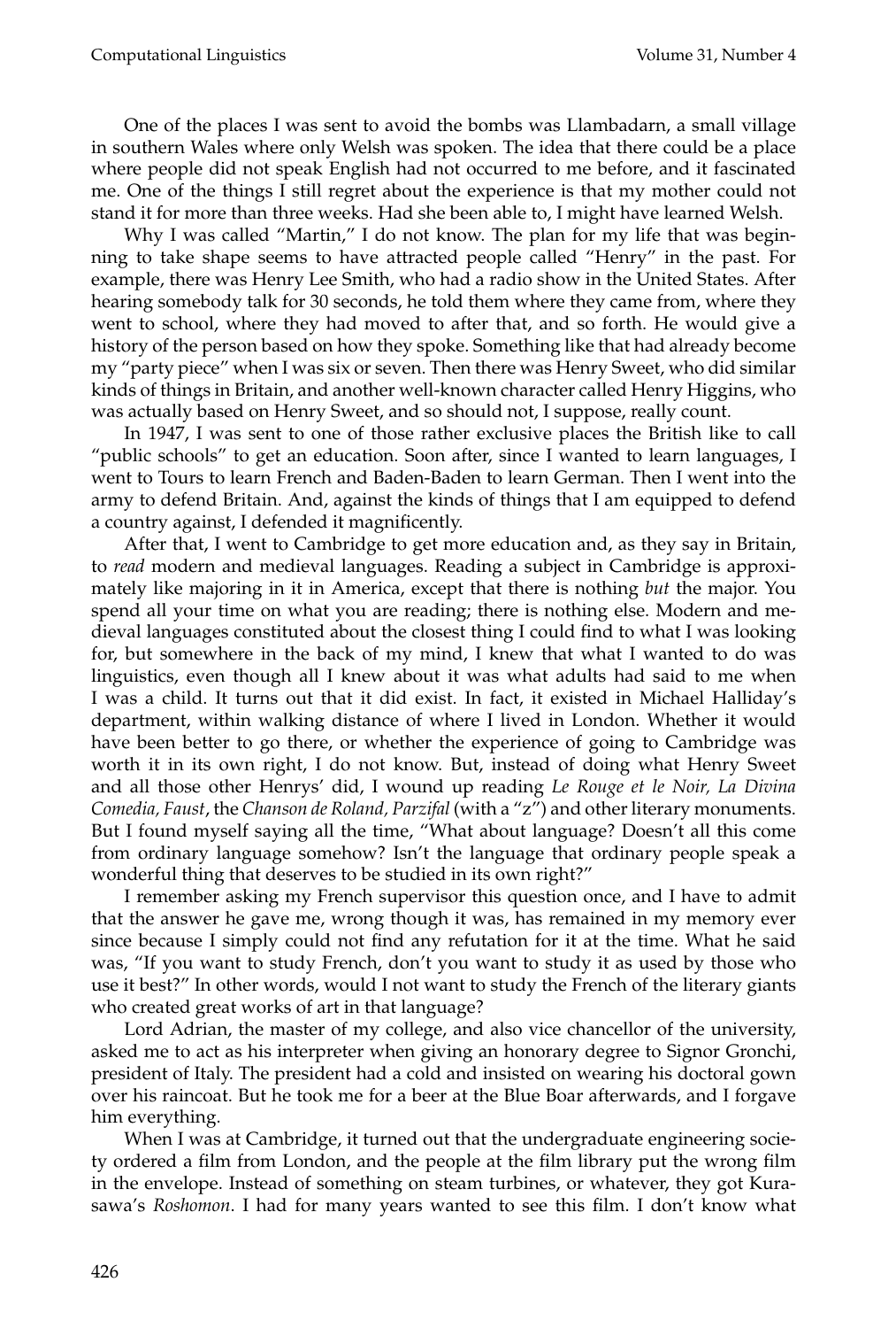One of the places I was sent to avoid the bombs was Llambadarn, a small village in southern Wales where only Welsh was spoken. The idea that there could be a place where people did not speak English had not occurred to me before, and it fascinated me. One of the things I still regret about the experience is that my mother could not stand it for more than three weeks. Had she been able to, I might have learned Welsh.

Why I was called "Martin," I do not know. The plan for my life that was beginning to take shape seems to have attracted people called "Henry" in the past. For example, there was Henry Lee Smith, who had a radio show in the United States. After hearing somebody talk for 30 seconds, he told them where they came from, where they went to school, where they had moved to after that, and so forth. He would give a history of the person based on how they spoke. Something like that had already become my "party piece" when I was six or seven. Then there was Henry Sweet, who did similar kinds of things in Britain, and another well-known character called Henry Higgins, who was actually based on Henry Sweet, and so should not, I suppose, really count.

In 1947, I was sent to one of those rather exclusive places the British like to call "public schools" to get an education. Soon after, since I wanted to learn languages, I went to Tours to learn French and Baden-Baden to learn German. Then I went into the army to defend Britain. And, against the kinds of things that I am equipped to defend a country against, I defended it magnificently.

After that, I went to Cambridge to get more education and, as they say in Britain, to *read* modern and medieval languages. Reading a subject in Cambridge is approximately like majoring in it in America, except that there is nothing *but* the major. You spend all your time on what you are reading; there is nothing else. Modern and medieval languages constituted about the closest thing I could find to what I was looking for, but somewhere in the back of my mind, I knew that what I wanted to do was linguistics, even though all I knew about it was what adults had said to me when I was a child. It turns out that it did exist. In fact, it existed in Michael Halliday's department, within walking distance of where I lived in London. Whether it would have been better to go there, or whether the experience of going to Cambridge was worth it in its own right, I do not know. But, instead of doing what Henry Sweet and all those other Henrys' did, I wound up reading *Le Rouge et le Noir, La Divina Comedia, Faust*, the *Chanson de Roland, Parzifal* (with a "z") and other literary monuments. But I found myself saying all the time, "What about language? Doesn't all this come from ordinary language somehow? Isn't the language that ordinary people speak a wonderful thing that deserves to be studied in its own right?"

I remember asking my French supervisor this question once, and I have to admit that the answer he gave me, wrong though it was, has remained in my memory ever since because I simply could not find any refutation for it at the time. What he said was, "If you want to study French, don't you want to study it as used by those who use it best?" In other words, would I not want to study the French of the literary giants who created great works of art in that language?

Lord Adrian, the master of my college, and also vice chancellor of the university, asked me to act as his interpreter when giving an honorary degree to Signor Gronchi, president of Italy. The president had a cold and insisted on wearing his doctoral gown over his raincoat. But he took me for a beer at the Blue Boar afterwards, and I forgave him everything.

When I was at Cambridge, it turned out that the undergraduate engineering society ordered a film from London, and the people at the film library put the wrong film in the envelope. Instead of something on steam turbines, or whatever, they got Kurasawa's *Roshomon*. I had for many years wanted to see this film. I don't know what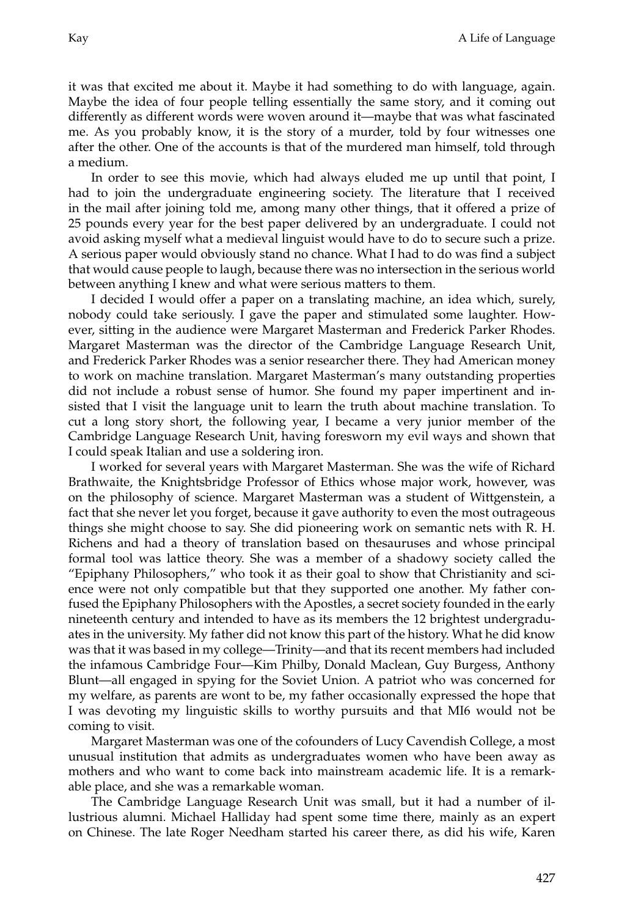it was that excited me about it. Maybe it had something to do with language, again. Maybe the idea of four people telling essentially the same story, and it coming out differently as different words were woven around it—maybe that was what fascinated me. As you probably know, it is the story of a murder, told by four witnesses one after the other. One of the accounts is that of the murdered man himself, told through a medium.

In order to see this movie, which had always eluded me up until that point, I had to join the undergraduate engineering society. The literature that I received in the mail after joining told me, among many other things, that it offered a prize of 25 pounds every year for the best paper delivered by an undergraduate. I could not avoid asking myself what a medieval linguist would have to do to secure such a prize. A serious paper would obviously stand no chance. What I had to do was find a subject that would cause people to laugh, because there was no intersection in the serious world between anything I knew and what were serious matters to them.

I decided I would offer a paper on a translating machine, an idea which, surely, nobody could take seriously. I gave the paper and stimulated some laughter. However, sitting in the audience were Margaret Masterman and Frederick Parker Rhodes. Margaret Masterman was the director of the Cambridge Language Research Unit, and Frederick Parker Rhodes was a senior researcher there. They had American money to work on machine translation. Margaret Masterman's many outstanding properties did not include a robust sense of humor. She found my paper impertinent and insisted that I visit the language unit to learn the truth about machine translation. To cut a long story short, the following year, I became a very junior member of the Cambridge Language Research Unit, having foresworn my evil ways and shown that I could speak Italian and use a soldering iron.

I worked for several years with Margaret Masterman. She was the wife of Richard Brathwaite, the Knightsbridge Professor of Ethics whose major work, however, was on the philosophy of science. Margaret Masterman was a student of Wittgenstein, a fact that she never let you forget, because it gave authority to even the most outrageous things she might choose to say. She did pioneering work on semantic nets with R. H. Richens and had a theory of translation based on thesauruses and whose principal formal tool was lattice theory. She was a member of a shadowy society called the "Epiphany Philosophers," who took it as their goal to show that Christianity and science were not only compatible but that they supported one another. My father confused the Epiphany Philosophers with the Apostles, a secret society founded in the early nineteenth century and intended to have as its members the 12 brightest undergraduates in the university. My father did not know this part of the history. What he did know was that it was based in my college—Trinity—and that its recent members had included the infamous Cambridge Four—Kim Philby, Donald Maclean, Guy Burgess, Anthony Blunt—all engaged in spying for the Soviet Union. A patriot who was concerned for my welfare, as parents are wont to be, my father occasionally expressed the hope that I was devoting my linguistic skills to worthy pursuits and that MI6 would not be coming to visit.

Margaret Masterman was one of the cofounders of Lucy Cavendish College, a most unusual institution that admits as undergraduates women who have been away as mothers and who want to come back into mainstream academic life. It is a remarkable place, and she was a remarkable woman.

The Cambridge Language Research Unit was small, but it had a number of illustrious alumni. Michael Halliday had spent some time there, mainly as an expert on Chinese. The late Roger Needham started his career there, as did his wife, Karen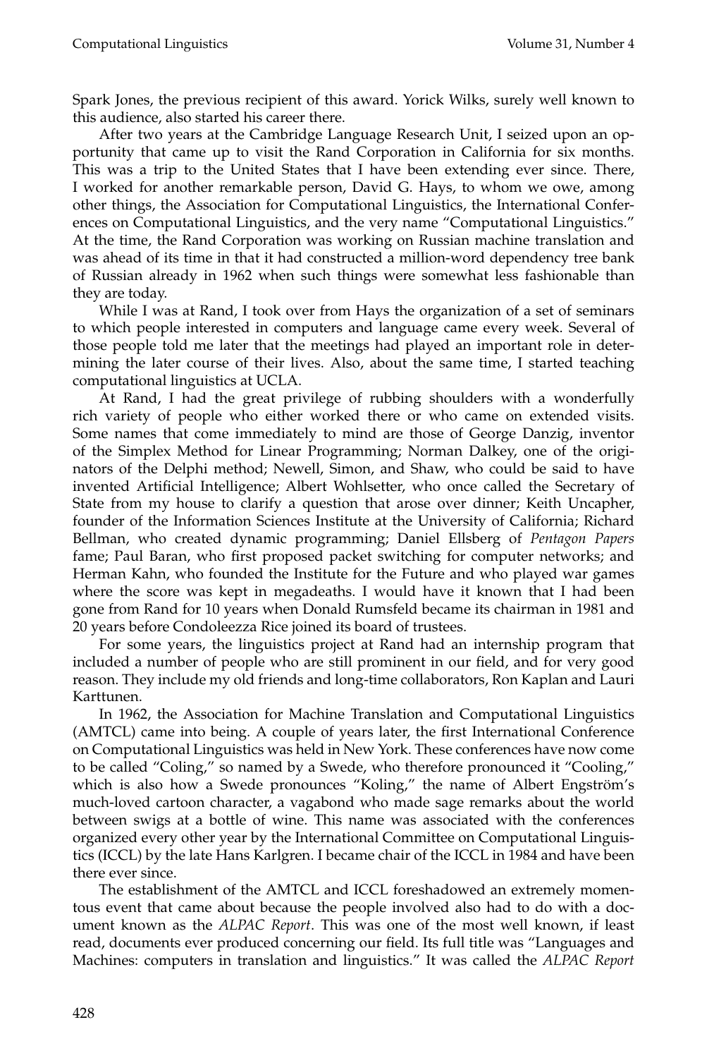Spark Jones, the previous recipient of this award. Yorick Wilks, surely well known to this audience, also started his career there.

After two years at the Cambridge Language Research Unit, I seized upon an opportunity that came up to visit the Rand Corporation in California for six months. This was a trip to the United States that I have been extending ever since. There, I worked for another remarkable person, David G. Hays, to whom we owe, among other things, the Association for Computational Linguistics, the International Conferences on Computational Linguistics, and the very name "Computational Linguistics." At the time, the Rand Corporation was working on Russian machine translation and was ahead of its time in that it had constructed a million-word dependency tree bank of Russian already in 1962 when such things were somewhat less fashionable than they are today.

While I was at Rand, I took over from Hays the organization of a set of seminars to which people interested in computers and language came every week. Several of those people told me later that the meetings had played an important role in determining the later course of their lives. Also, about the same time, I started teaching computational linguistics at UCLA.

At Rand, I had the great privilege of rubbing shoulders with a wonderfully rich variety of people who either worked there or who came on extended visits. Some names that come immediately to mind are those of George Danzig, inventor of the Simplex Method for Linear Programming; Norman Dalkey, one of the originators of the Delphi method; Newell, Simon, and Shaw, who could be said to have invented Artificial Intelligence; Albert Wohlsetter, who once called the Secretary of State from my house to clarify a question that arose over dinner; Keith Uncapher, founder of the Information Sciences Institute at the University of California; Richard Bellman, who created dynamic programming; Daniel Ellsberg of *Pentagon Papers* fame; Paul Baran, who first proposed packet switching for computer networks; and Herman Kahn, who founded the Institute for the Future and who played war games where the score was kept in megadeaths. I would have it known that I had been gone from Rand for 10 years when Donald Rumsfeld became its chairman in 1981 and 20 years before Condoleezza Rice joined its board of trustees.

For some years, the linguistics project at Rand had an internship program that included a number of people who are still prominent in our field, and for very good reason. They include my old friends and long-time collaborators, Ron Kaplan and Lauri Karttunen.

In 1962, the Association for Machine Translation and Computational Linguistics (AMTCL) came into being. A couple of years later, the first International Conference on Computational Linguistics was held in New York. These conferences have now come to be called "Coling," so named by a Swede, who therefore pronounced it "Cooling," which is also how a Swede pronounces "Koling," the name of Albert Engström's much-loved cartoon character, a vagabond who made sage remarks about the world between swigs at a bottle of wine. This name was associated with the conferences organized every other year by the International Committee on Computational Linguistics (ICCL) by the late Hans Karlgren. I became chair of the ICCL in 1984 and have been there ever since.

The establishment of the AMTCL and ICCL foreshadowed an extremely momentous event that came about because the people involved also had to do with a document known as the *ALPAC Report*. This was one of the most well known, if least read, documents ever produced concerning our field. Its full title was "Languages and Machines: computers in translation and linguistics." It was called the *ALPAC Report*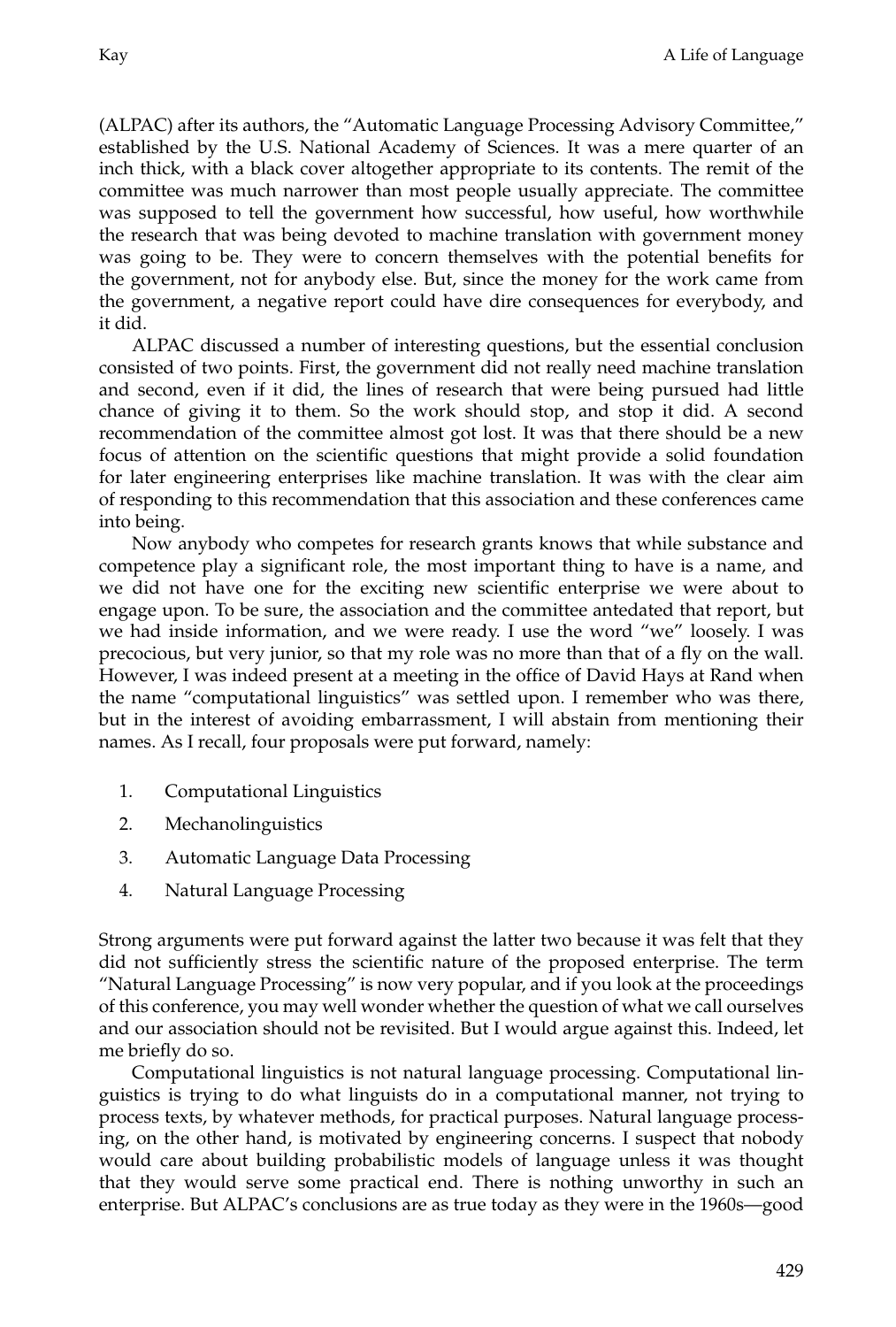(ALPAC) after its authors, the “Automatic Language Processing Advisory Committee,” established by the U.S. National Academy of Sciences. It was a mere quarter of an inch thick, with a black cover altogether appropriate to its contents. The remit of the committee was much narrower than most people usually appreciate. The committee was supposed to tell the government how successful, how useful, how worthwhile the research that was being devoted to machine translation with government money was going to be. They were to concern themselves with the potential benefits for the government, not for anybody else. But, since the money for the work came from the government, a negative report could have dire consequences for everybody, and it did.

ALPAC discussed a number of interesting questions, but the essential conclusion consisted of two points. First, the government did not really need machine translation and second, even if it did, the lines of research that were being pursued had little chance of giving it to them. So the work should stop, and stop it did. A second recommendation of the committee almost got lost. It was that there should be a new focus of attention on the scientific questions that might provide a solid foundation for later engineering enterprises like machine translation. It was with the clear aim of responding to this recommendation that this association and these conferences came into being.

Now anybody who competes for research grants knows that while substance and competence play a significant role, the most important thing to have is a name, and we did not have one for the exciting new scientific enterprise we were about to engage upon. To be sure, the association and the committee antedated that report, but we had inside information, and we were ready. I use the word “we” loosely. I was precocious, but very junior, so that my role was no more than that of a fly on the wall. However, I was indeed present at a meeting in the office of David Hays at Rand when the name “computational linguistics” was settled upon. I remember who was there, but in the interest of avoiding embarrassment, I will abstain from mentioning their names. As I recall, four proposals were put forward, namely:

1. Computational Linguistics
2. Mechanolinguistics
3. Automatic Language Data Processing
4. Natural Language Processing

Strong arguments were put forward against the latter two because it was felt that they did not sufficiently stress the scientific nature of the proposed enterprise. The term “Natural Language Processing” is now very popular, and if you look at the proceedings of this conference, you may well wonder whether the question of what we call ourselves and our association should not be revisited. But I would argue against this. Indeed, let me briefly do so.

Computational linguistics is not natural language processing. Computational linguistics is trying to do what linguists do in a computational manner, not trying to process texts, by whatever methods, for practical purposes. Natural language processing, on the other hand, is motivated by engineering concerns. I suspect that nobody would care about building probabilistic models of language unless it was thought that they would serve some practical end. There is nothing unworthy in such an enterprise. But ALPAC’s conclusions are as true today as they were in the 1960s—good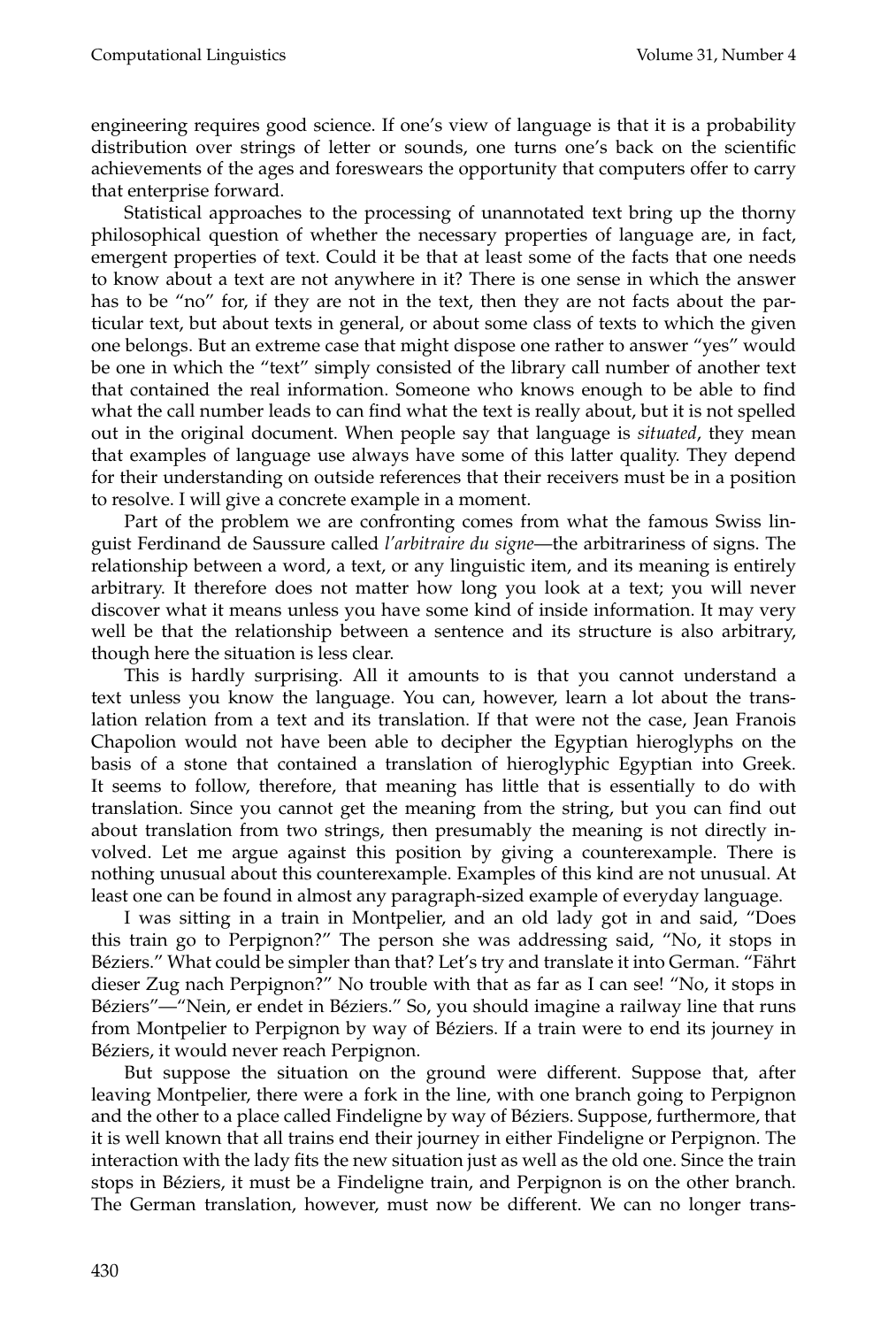engineering requires good science. If one's view of language is that it is a probability distribution over strings of letter or sounds, one turns one's back on the scientific achievements of the ages and foreswears the opportunity that computers offer to carry that enterprise forward.

Statistical approaches to the processing of unannotated text bring up the thorny philosophical question of whether the necessary properties of language are, in fact, emergent properties of text. Could it be that at least some of the facts that one needs to know about a text are not anywhere in it? There is one sense in which the answer has to be "no" for, if they are not in the text, then they are not facts about the particular text, but about texts in general, or about some class of texts to which the given one belongs. But an extreme case that might dispose one rather to answer "yes" would be one in which the "text" simply consisted of the library call number of another text that contained the real information. Someone who knows enough to be able to find what the call number leads to can find what the text is really about, but it is not spelled out in the original document. When people say that language is *situated*, they mean that examples of language use always have some of this latter quality. They depend for their understanding on outside references that their receivers must be in a position to resolve. I will give a concrete example in a moment.

Part of the problem we are confronting comes from what the famous Swiss linguist Ferdinand de Saussure called *l'arbitraire du signe*—the arbitrariness of signs. The relationship between a word, a text, or any linguistic item, and its meaning is entirely arbitrary. It therefore does not matter how long you look at a text; you will never discover what it means unless you have some kind of inside information. It may very well be that the relationship between a sentence and its structure is also arbitrary, though here the situation is less clear.

This is hardly surprising. All it amounts to is that you cannot understand a text unless you know the language. You can, however, learn a lot about the translation relation from a text and its translation. If that were not the case, Jean Franois Chapolion would not have been able to decipher the Egyptian hieroglyphs on the basis of a stone that contained a translation of hieroglyphic Egyptian into Greek. It seems to follow, therefore, that meaning has little that is essentially to do with translation. Since you cannot get the meaning from the string, but you can find out about translation from two strings, then presumably the meaning is not directly involved. Let me argue against this position by giving a counterexample. There is nothing unusual about this counterexample. Examples of this kind are not unusual. At least one can be found in almost any paragraph-sized example of everyday language.

I was sitting in a train in Montpelier, and an old lady got in and said, "Does this train go to Perpignon?" The person she was addressing said, "No, it stops in Béziers." What could be simpler than that? Let's try and translate it into German. "Fährt dieser Zug nach Perpignon?" No trouble with that as far as I can see! "No, it stops in Béziers"—"Nein, er endet in Béziers." So, you should imagine a railway line that runs from Montpelier to Perpignon by way of Béziers. If a train were to end its journey in Béziers, it would never reach Perpignon.

But suppose the situation on the ground were different. Suppose that, after leaving Montpelier, there were a fork in the line, with one branch going to Perpignon and the other to a place called Findeligne by way of Béziers. Suppose, furthermore, that it is well known that all trains end their journey in either Findeligne or Perpignon. The interaction with the lady fits the new situation just as well as the old one. Since the train stops in Béziers, it must be a Findeligne train, and Perpignon is on the other branch. The German translation, however, must now be different. We can no longer trans-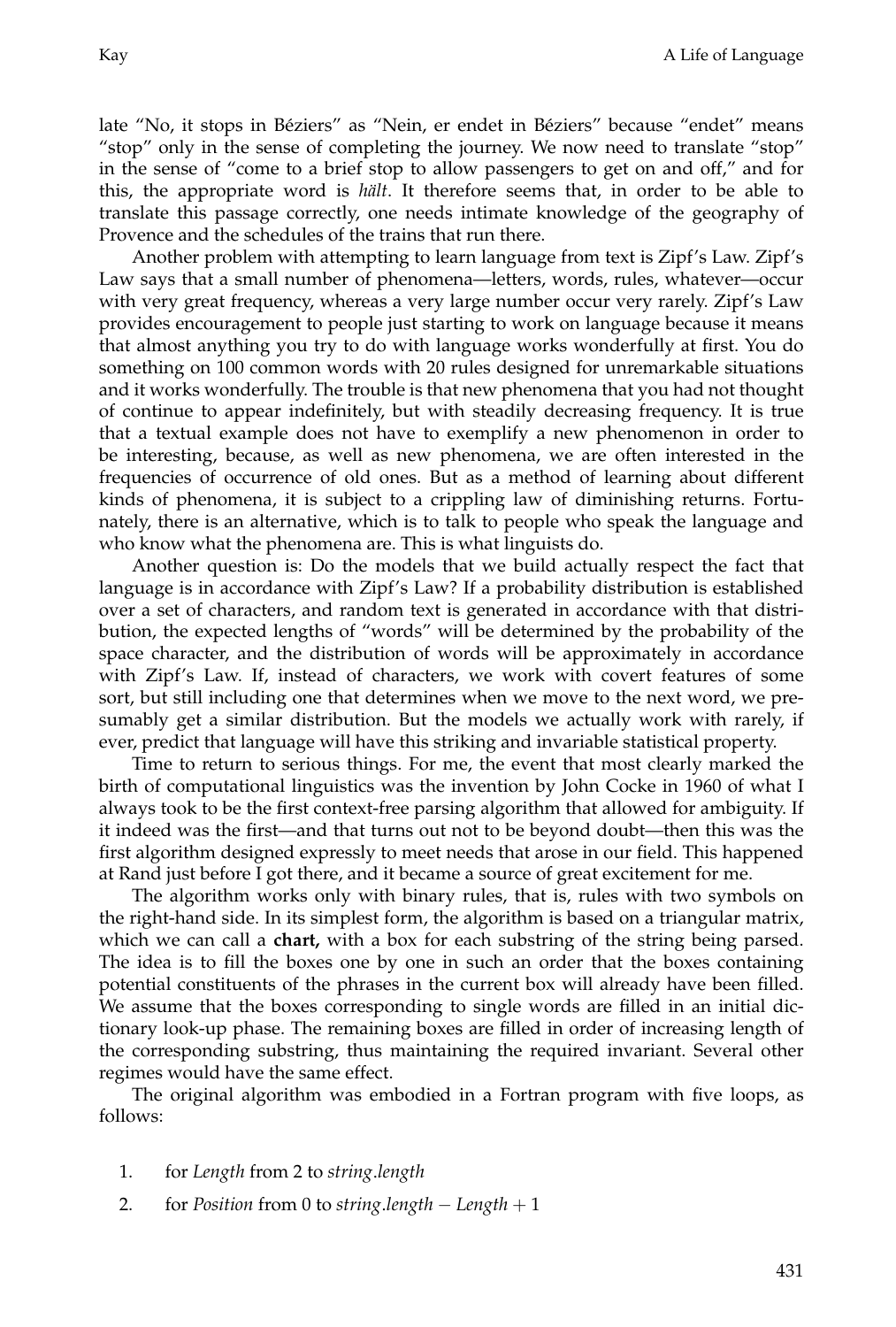late “No, it stops in Béziers” as “Nein, er endet in Béziers” because “endet” means “stop” only in the sense of completing the journey. We now need to translate “stop” in the sense of “come to a brief stop to allow passengers to get on and off,” and for this, the appropriate word is *hält*. It therefore seems that, in order to be able to translate this passage correctly, one needs intimate knowledge of the geography of Provence and the schedules of the trains that run there.

Another problem with attempting to learn language from text is Zipf’s Law. Zipf’s Law says that a small number of phenomena—letters, words, rules, whatever—occur with very great frequency, whereas a very large number occur very rarely. Zipf’s Law provides encouragement to people just starting to work on language because it means that almost anything you try to do with language works wonderfully at first. You do something on 100 common words with 20 rules designed for unremarkable situations and it works wonderfully. The trouble is that new phenomena that you had not thought of continue to appear indefinitely, but with steadily decreasing frequency. It is true that a textual example does not have to exemplify a new phenomenon in order to be interesting, because, as well as new phenomena, we are often interested in the frequencies of occurrence of old ones. But as a method of learning about different kinds of phenomena, it is subject to a crippling law of diminishing returns. Fortunately, there is an alternative, which is to talk to people who speak the language and who know what the phenomena are. This is what linguists do.

Another question is: Do the models that we build actually respect the fact that language is in accordance with Zipf’s Law? If a probability distribution is established over a set of characters, and random text is generated in accordance with that distribution, the expected lengths of “words” will be determined by the probability of the space character, and the distribution of words will be approximately in accordance with Zipf’s Law. If, instead of characters, we work with covert features of some sort, but still including one that determines when we move to the next word, we presumably get a similar distribution. But the models we actually work with rarely, if ever, predict that language will have this striking and invariable statistical property.

Time to return to serious things. For me, the event that most clearly marked the birth of computational linguistics was the invention by John Cocke in 1960 of what I always took to be the first context-free parsing algorithm that allowed for ambiguity. If it indeed was the first—and that turns out not to be beyond doubt—then this was the first algorithm designed expressly to meet needs that arose in our field. This happened at Rand just before I got there, and it became a source of great excitement for me.

The algorithm works only with binary rules, that is, rules with two symbols on the right-hand side. In its simplest form, the algorithm is based on a triangular matrix, which we can call a **chart,** with a box for each substring of the string being parsed. The idea is to fill the boxes one by one in such an order that the boxes containing potential constituents of the phrases in the current box will already have been filled. We assume that the boxes corresponding to single words are filled in an initial dictionary look-up phase. The remaining boxes are filled in order of increasing length of the corresponding substring, thus maintaining the required invariant. Several other regimes would have the same effect.

The original algorithm was embodied in a Fortran program with five loops, as follows:

1. for *Length* from 2 to *string.length*
2. for *Position* from 0 to *string.length* − *Length* + 1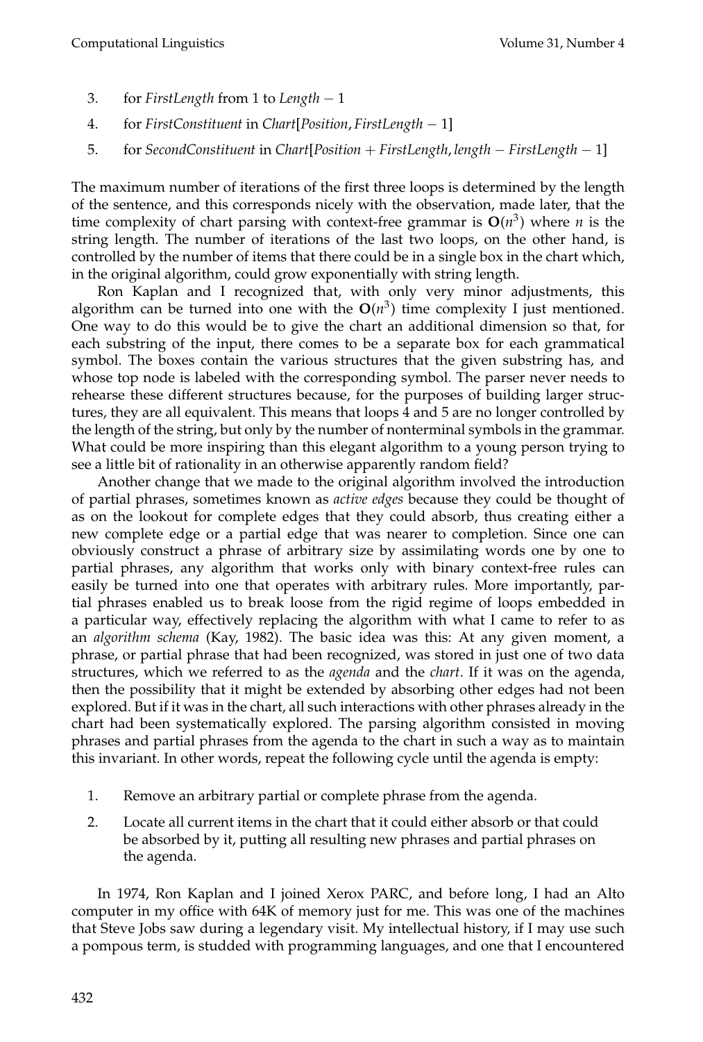3. for *FirstLength* from 1 to *Length* − 1
4. for *FirstConstituent* in *Chart*[*Position*, *FirstLength* − 1]
5. for *SecondConstituent* in *Chart*[*Position* + *FirstLength*, *length* − *FirstLength* − 1]

The maximum number of iterations of the first three loops is determined by the length of the sentence, and this corresponds nicely with the observation, made later, that the time complexity of chart parsing with context-free grammar is $\mathbf{O}(n^3)$ where $n$ is the string length. The number of iterations of the last two loops, on the other hand, is controlled by the number of items that there could be in a single box in the chart which, in the original algorithm, could grow exponentially with string length.

Ron Kaplan and I recognized that, with only very minor adjustments, this algorithm can be turned into one with the $\mathbf{O}(n^3)$ time complexity I just mentioned. One way to do this would be to give the chart an additional dimension so that, for each substring of the input, there comes to be a separate box for each grammatical symbol. The boxes contain the various structures that the given substring has, and whose top node is labeled with the corresponding symbol. The parser never needs to rehearse these different structures because, for the purposes of building larger structures, they are all equivalent. This means that loops 4 and 5 are no longer controlled by the length of the string, but only by the number of nonterminal symbols in the grammar. What could be more inspiring than this elegant algorithm to a young person trying to see a little bit of rationality in an otherwise apparently random field?

Another change that we made to the original algorithm involved the introduction of partial phrases, sometimes known as *active edges* because they could be thought of as on the lookout for complete edges that they could absorb, thus creating either a new complete edge or a partial edge that was nearer to completion. Since one can obviously construct a phrase of arbitrary size by assimilating words one by one to partial phrases, any algorithm that works only with binary context-free rules can easily be turned into one that operates with arbitrary rules. More importantly, partial phrases enabled us to break loose from the rigid regime of loops embedded in a particular way, effectively replacing the algorithm with what I came to refer to as an *algorithm schema* (Kay, 1982). The basic idea was this: At any given moment, a phrase, or partial phrase that had been recognized, was stored in just one of two data structures, which we referred to as the *agenda* and the *chart*. If it was on the agenda, then the possibility that it might be extended by absorbing other edges had not been explored. But if it was in the chart, all such interactions with other phrases already in the chart had been systematically explored. The parsing algorithm consisted in moving phrases and partial phrases from the agenda to the chart in such a way as to maintain this invariant. In other words, repeat the following cycle until the agenda is empty:

1. Remove an arbitrary partial or complete phrase from the agenda.
2. Locate all current items in the chart that it could either absorb or that could be absorbed by it, putting all resulting new phrases and partial phrases on the agenda.

In 1974, Ron Kaplan and I joined Xerox PARC, and before long, I had an Alto computer in my office with 64K of memory just for me. This was one of the machines that Steve Jobs saw during a legendary visit. My intellectual history, if I may use such a pompous term, is studded with programming languages, and one that I encountered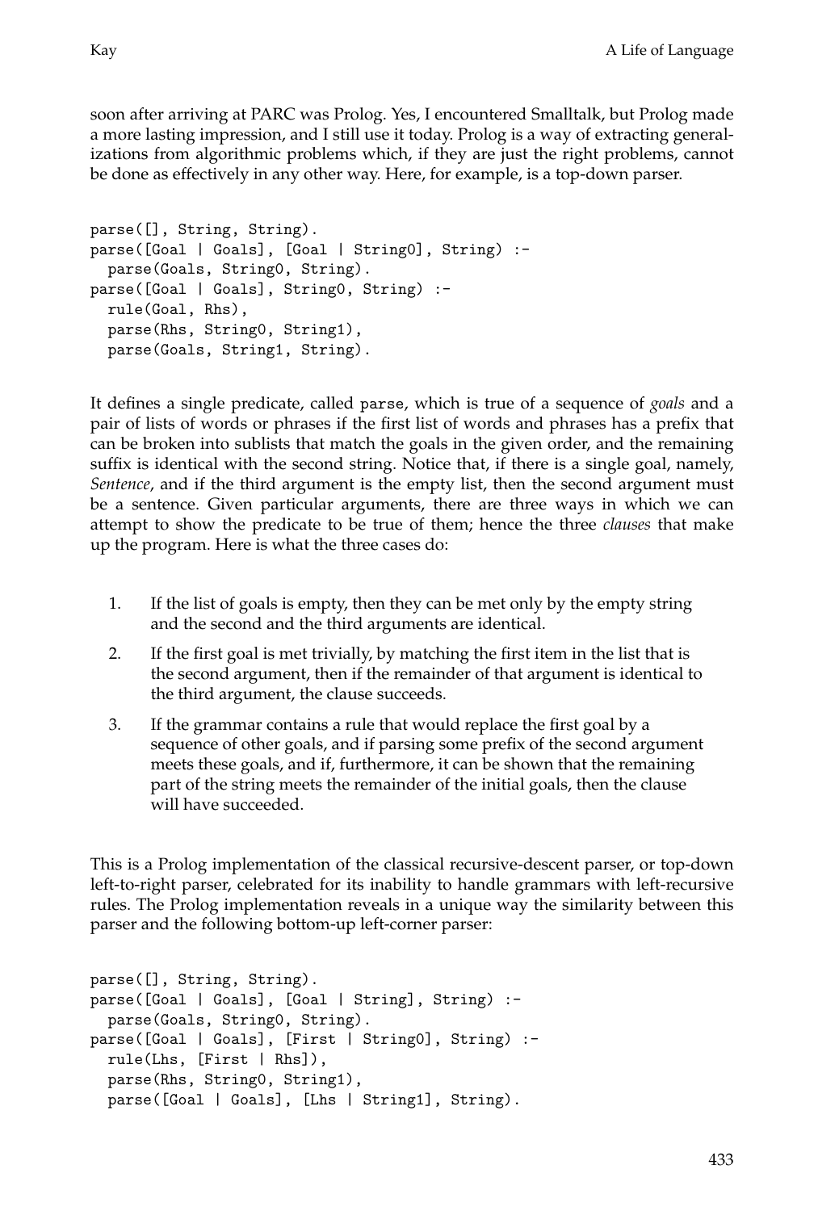soon after arriving at PARC was Prolog. Yes, I encountered Smalltalk, but Prolog made a more lasting impression, and I still use it today. Prolog is a way of extracting generalizations from algorithmic problems which, if they are just the right problems, cannot be done as effectively in any other way. Here, for example, is a top-down parser.

```
parse([], String, String).
parse([Goal | Goals], [Goal | String0], String) :-
  parse(Goals, String0, String).
parse([Goal | Goals], String0, String) :-
  rule(Goal, Rhs),
  parse(Rhs, String0, String1),
  parse(Goals, String1, String).
```

It defines a single predicate, called parse, which is true of a sequence of *goals* and a pair of lists of words or phrases if the first list of words and phrases has a prefix that can be broken into sublists that match the goals in the given order, and the remaining suffix is identical with the second string. Notice that, if there is a single goal, namely, *Sentence*, and if the third argument is the empty list, then the second argument must be a sentence. Given particular arguments, there are three ways in which we can attempt to show the predicate to be true of them; hence the three *clauses* that make up the program. Here is what the three cases do:

1. If the list of goals is empty, then they can be met only by the empty string and the second and the third arguments are identical.
2. If the first goal is met trivially, by matching the first item in the list that is the second argument, then if the remainder of that argument is identical to the third argument, the clause succeeds.
3. If the grammar contains a rule that would replace the first goal by a sequence of other goals, and if parsing some prefix of the second argument meets these goals, and if, furthermore, it can be shown that the remaining part of the string meets the remainder of the initial goals, then the clause will have succeeded.

This is a Prolog implementation of the classical recursive-descent parser, or top-down left-to-right parser, celebrated for its inability to handle grammars with left-recursive rules. The Prolog implementation reveals in a unique way the similarity between this parser and the following bottom-up left-corner parser:

```
parse([], String, String).
parse([Goal | Goals], [Goal | String], String) :-
  parse(Goals, String0, String).
parse([Goal | Goals], [First | String0], String) :-
  rule(Lhs, [First | Rhs]),
  parse(Rhs, String0, String1),
  parse([Goal | Goals], [Lhs | String1], String).
```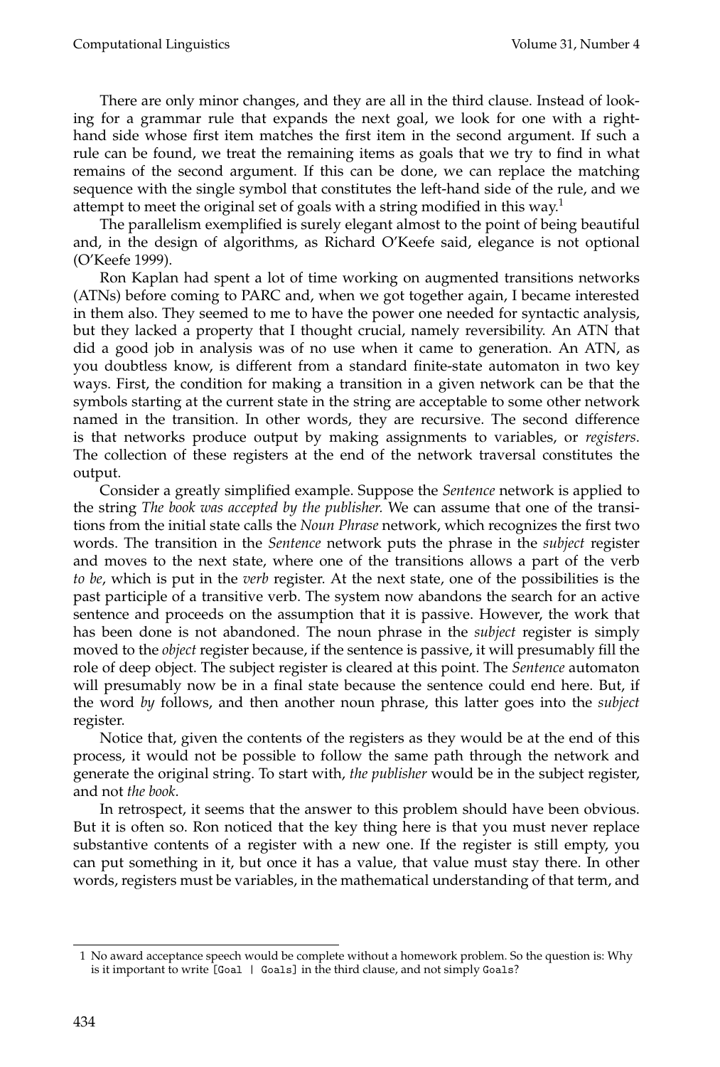There are only minor changes, and they are all in the third clause. Instead of looking for a grammar rule that expands the next goal, we look for one with a right-hand side whose first item matches the first item in the second argument. If such a rule can be found, we treat the remaining items as goals that we try to find in what remains of the second argument. If this can be done, we can replace the matching sequence with the single symbol that constitutes the left-hand side of the rule, and we attempt to meet the original set of goals with a string modified in this way.[1]

The parallelism exemplified is surely elegant almost to the point of being beautiful and, in the design of algorithms, as Richard O'Keefe said, elegance is not optional (O'Keefe 1999).

Ron Kaplan had spent a lot of time working on augmented transitions networks (ATNs) before coming to PARC and, when we got together again, I became interested in them also. They seemed to me to have the power one needed for syntactic analysis, but they lacked a property that I thought crucial, namely reversibility. An ATN that did a good job in analysis was of no use when it came to generation. An ATN, as you doubtless know, is different from a standard finite-state automaton in two key ways. First, the condition for making a transition in a given network can be that the symbols starting at the current state in the string are acceptable to some other network named in the transition. In other words, they are recursive. The second difference is that networks produce output by making assignments to variables, or *registers*. The collection of these registers at the end of the network traversal constitutes the output.

Consider a greatly simplified example. Suppose the *Sentence* network is applied to the string *The book was accepted by the publisher.* We can assume that one of the transitions from the initial state calls the *Noun Phrase* network, which recognizes the first two words. The transition in the *Sentence* network puts the phrase in the *subject* register and moves to the next state, where one of the transitions allows a part of the verb *to be*, which is put in the *verb* register. At the next state, one of the possibilities is the past participle of a transitive verb. The system now abandons the search for an active sentence and proceeds on the assumption that it is passive. However, the work that has been done is not abandoned. The noun phrase in the *subject* register is simply moved to the *object* register because, if the sentence is passive, it will presumably fill the role of deep object. The subject register is cleared at this point. The *Sentence* automaton will presumably now be in a final state because the sentence could end here. But, if the word *by* follows, and then another noun phrase, this latter goes into the *subject* register.

Notice that, given the contents of the registers as they would be at the end of this process, it would not be possible to follow the same path through the network and generate the original string. To start with, *the publisher* would be in the subject register, and not *the book*.

In retrospect, it seems that the answer to this problem should have been obvious. But it is often so. Ron noticed that the key thing here is that you must never replace substantive contents of a register with a new one. If the register is still empty, you can put something in it, but once it has a value, that value must stay there. In other words, registers must be variables, in the mathematical understanding of that term, and

---

1 No award acceptance speech would be complete without a homework problem. So the question is: Why is it important to write `[Goal | Goals]` in the third clause, and not simply `Goals`?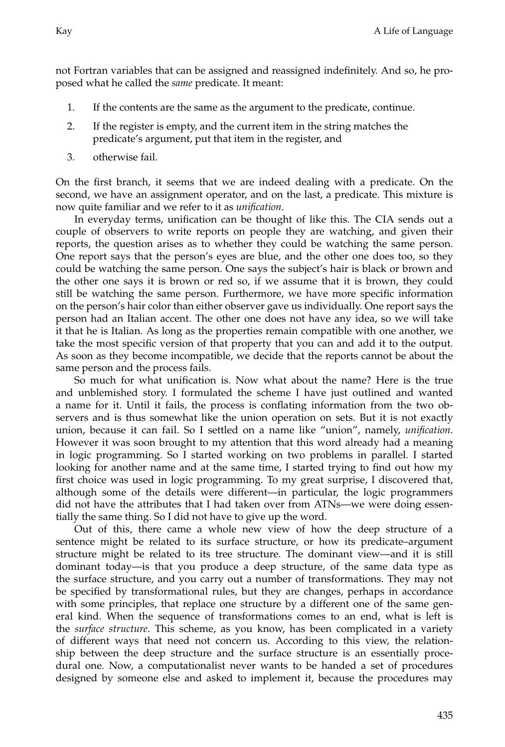not Fortran variables that can be assigned and reassigned indefinitely. And so, he proposed what he called the *same* predicate. It meant:

1. If the contents are the same as the argument to the predicate, continue.
2. If the register is empty, and the current item in the string matches the predicate's argument, put that item in the register, and
3. otherwise fail.

On the first branch, it seems that we are indeed dealing with a predicate. On the second, we have an assignment operator, and on the last, a predicate. This mixture is now quite familiar and we refer to it as *unification*.

In everyday terms, unification can be thought of like this. The CIA sends out a couple of observers to write reports on people they are watching, and given their reports, the question arises as to whether they could be watching the same person. One report says that the person's eyes are blue, and the other one does too, so they could be watching the same person. One says the subject's hair is black or brown and the other one says it is brown or red so, if we assume that it is brown, they could still be watching the same person. Furthermore, we have more specific information on the person's hair color than either observer gave us individually. One report says the person had an Italian accent. The other one does not have any idea, so we will take it that he is Italian. As long as the properties remain compatible with one another, we take the most specific version of that property that you can and add it to the output. As soon as they become incompatible, we decide that the reports cannot be about the same person and the process fails.

So much for what unification is. Now what about the name? Here is the true and unblemished story. I formulated the scheme I have just outlined and wanted a name for it. Until it fails, the process is conflating information from the two observers and is thus somewhat like the union operation on sets. But it is not exactly union, because it can fail. So I settled on a name like "union", namely, *unification*. However it was soon brought to my attention that this word already had a meaning in logic programming. So I started working on two problems in parallel. I started looking for another name and at the same time, I started trying to find out how my first choice was used in logic programming. To my great surprise, I discovered that, although some of the details were different—in particular, the logic programmers did not have the attributes that I had taken over from ATNs—we were doing essentially the same thing. So I did not have to give up the word.

Out of this, there came a whole new view of how the deep structure of a sentence might be related to its surface structure, or how its predicate–argument structure might be related to its tree structure. The dominant view—and it is still dominant today—is that you produce a deep structure, of the same data type as the surface structure, and you carry out a number of transformations. They may not be specified by transformational rules, but they are changes, perhaps in accordance with some principles, that replace one structure by a different one of the same general kind. When the sequence of transformations comes to an end, what is left is the *surface structure*. This scheme, as you know, has been complicated in a variety of different ways that need not concern us. According to this view, the relationship between the deep structure and the surface structure is an essentially procedural one. Now, a computationalist never wants to be handed a set of procedures designed by someone else and asked to implement it, because the procedures may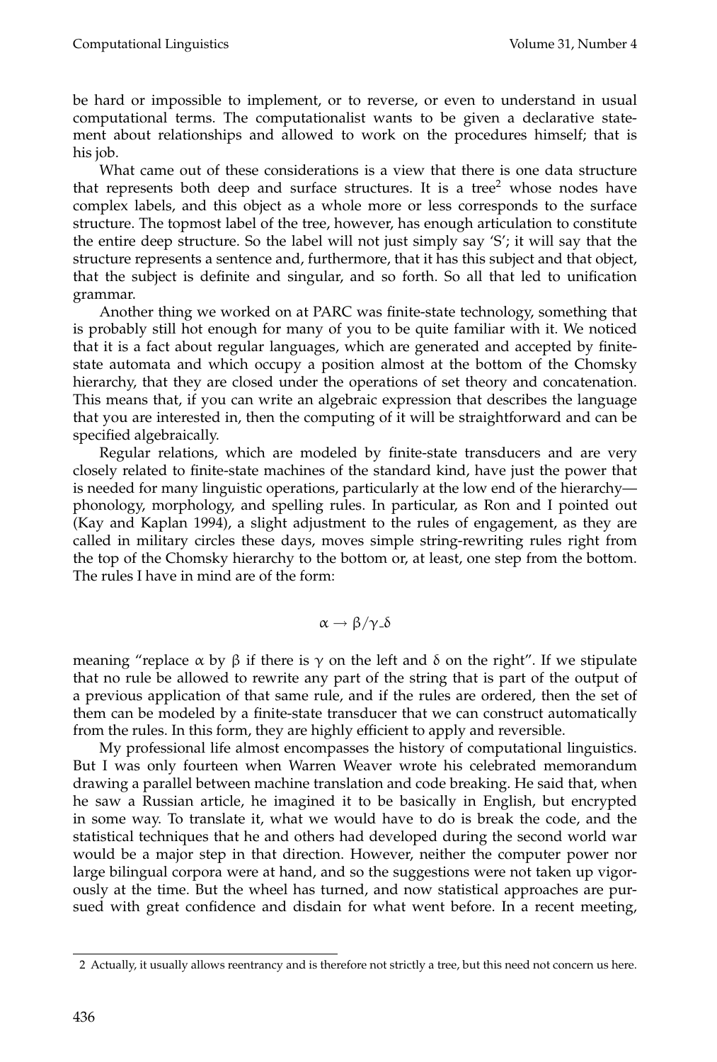be hard or impossible to implement, or to reverse, or even to understand in usual computational terms. The computationalist wants to be given a declarative statement about relationships and allowed to work on the procedures himself; that is his job.

What came out of these considerations is a view that there is one data structure that represents both deep and surface structures. It is a tree[2] whose nodes have complex labels, and this object as a whole more or less corresponds to the surface structure. The topmost label of the tree, however, has enough articulation to constitute the entire deep structure. So the label will not just simply say 'S'; it will say that the structure represents a sentence and, furthermore, that it has this subject and that object, that the subject is definite and singular, and so forth. So all that led to unification grammar.

Another thing we worked on at PARC was finite-state technology, something that is probably still hot enough for many of you to be quite familiar with it. We noticed that it is a fact about regular languages, which are generated and accepted by finite-state automata and which occupy a position almost at the bottom of the Chomsky hierarchy, that they are closed under the operations of set theory and concatenation. This means that, if you can write an algebraic expression that describes the language that you are interested in, then the computing of it will be straightforward and can be specified algebraically.

Regular relations, which are modeled by finite-state transducers and are very closely related to finite-state machines of the standard kind, have just the power that is needed for many linguistic operations, particularly at the low end of the hierarchy—phonology, morphology, and spelling rules. In particular, as Ron and I pointed out (Kay and Kaplan 1994), a slight adjustment to the rules of engagement, as they are called in military circles these days, moves simple string-rewriting rules right from the top of the Chomsky hierarchy to the bottom or, at least, one step from the bottom. The rules I have in mind are of the form:

$$\alpha \rightarrow \beta / \gamma \_ \delta$$

meaning "replace $\alpha$ by $\beta$ if there is $\gamma$ on the left and $\delta$ on the right". If we stipulate that no rule be allowed to rewrite any part of the string that is part of the output of a previous application of that same rule, and if the rules are ordered, then the set of them can be modeled by a finite-state transducer that we can construct automatically from the rules. In this form, they are highly efficient to apply and reversible.

My professional life almost encompasses the history of computational linguistics. But I was only fourteen when Warren Weaver wrote his celebrated memorandum drawing a parallel between machine translation and code breaking. He said that, when he saw a Russian article, he imagined it to be basically in English, but encrypted in some way. To translate it, what we would have to do is break the code, and the statistical techniques that he and others had developed during the second world war would be a major step in that direction. However, neither the computer power nor large bilingual corpora were at hand, and so the suggestions were not taken up vigorously at the time. But the wheel has turned, and now statistical approaches are pursued with great confidence and disdain for what went before. In a recent meeting,

[2] Actually, it usually allows reentrancy and is therefore not strictly a tree, but this need not concern us here.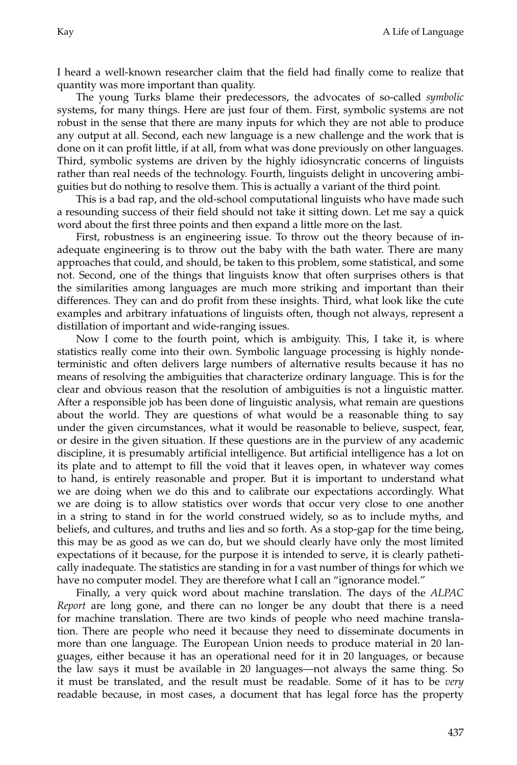I heard a well-known researcher claim that the field had finally come to realize that quantity was more important than quality.

The young Turks blame their predecessors, the advocates of so-called *symbolic* systems, for many things. Here are just four of them. First, symbolic systems are not robust in the sense that there are many inputs for which they are not able to produce any output at all. Second, each new language is a new challenge and the work that is done on it can profit little, if at all, from what was done previously on other languages. Third, symbolic systems are driven by the highly idiosyncratic concerns of linguists rather than real needs of the technology. Fourth, linguists delight in uncovering ambiguities but do nothing to resolve them. This is actually a variant of the third point.

This is a bad rap, and the old-school computational linguists who have made such a resounding success of their field should not take it sitting down. Let me say a quick word about the first three points and then expand a little more on the last.

First, robustness is an engineering issue. To throw out the theory because of inadequate engineering is to throw out the baby with the bath water. There are many approaches that could, and should, be taken to this problem, some statistical, and some not. Second, one of the things that linguists know that often surprises others is that the similarities among languages are much more striking and important than their differences. They can and do profit from these insights. Third, what look like the cute examples and arbitrary infatuations of linguists often, though not always, represent a distillation of important and wide-ranging issues.

Now I come to the fourth point, which is ambiguity. This, I take it, is where statistics really come into their own. Symbolic language processing is highly nondeterministic and often delivers large numbers of alternative results because it has no means of resolving the ambiguities that characterize ordinary language. This is for the clear and obvious reason that the resolution of ambiguities is not a linguistic matter. After a responsible job has been done of linguistic analysis, what remain are questions about the world. They are questions of what would be a reasonable thing to say under the given circumstances, what it would be reasonable to believe, suspect, fear, or desire in the given situation. If these questions are in the purview of any academic discipline, it is presumably artificial intelligence. But artificial intelligence has a lot on its plate and to attempt to fill the void that it leaves open, in whatever way comes to hand, is entirely reasonable and proper. But it is important to understand what we are doing when we do this and to calibrate our expectations accordingly. What we are doing is to allow statistics over words that occur very close to one another in a string to stand in for the world construed widely, so as to include myths, and beliefs, and cultures, and truths and lies and so forth. As a stop-gap for the time being, this may be as good as we can do, but we should clearly have only the most limited expectations of it because, for the purpose it is intended to serve, it is clearly pathetically inadequate. The statistics are standing in for a vast number of things for which we have no computer model. They are therefore what I call an "ignorance model."

Finally, a very quick word about machine translation. The days of the *ALPAC Report* are long gone, and there can no longer be any doubt that there is a need for machine translation. There are two kinds of people who need machine translation. There are people who need it because they need to disseminate documents in more than one language. The European Union needs to produce material in 20 languages, either because it has an operational need for it in 20 languages, or because the law says it must be available in 20 languages—not always the same thing. So it must be translated, and the result must be readable. Some of it has to be *very* readable because, in most cases, a document that has legal force has the property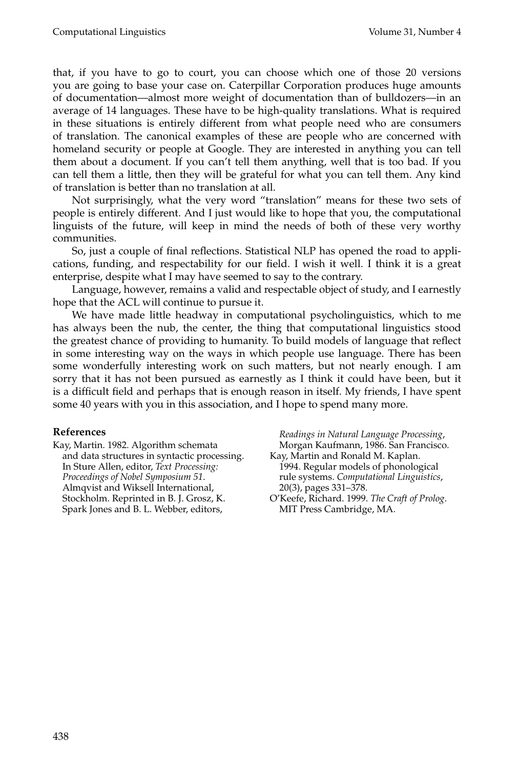that, if you have to go to court, you can choose which one of those 20 versions you are going to base your case on. Caterpillar Corporation produces huge amounts of documentation—almost more weight of documentation than of bulldozers—in an average of 14 languages. These have to be high-quality translations. What is required in these situations is entirely different from what people need who are consumers of translation. The canonical examples of these are people who are concerned with homeland security or people at Google. They are interested in anything you can tell them about a document. If you can't tell them anything, well that is too bad. If you can tell them a little, then they will be grateful for what you can tell them. Any kind of translation is better than no translation at all.

Not surprisingly, what the very word "translation" means for these two sets of people is entirely different. And I just would like to hope that you, the computational linguists of the future, will keep in mind the needs of both of these very worthy communities.

So, just a couple of final reflections. Statistical NLP has opened the road to applications, funding, and respectability for our field. I wish it well. I think it is a great enterprise, despite what I may have seemed to say to the contrary.

Language, however, remains a valid and respectable object of study, and I earnestly hope that the ACL will continue to pursue it.

We have made little headway in computational psycholinguistics, which to me has always been the nub, the center, the thing that computational linguistics stood the greatest chance of providing to humanity. To build models of language that reflect in some interesting way on the ways in which people use language. There has been some wonderfully interesting work on such matters, but not nearly enough. I am sorry that it has not been pursued as earnestly as I think it could have been, but it is a difficult field and perhaps that is enough reason in itself. My friends, I have spent some 40 years with you in this association, and I hope to spend many more.

## References

Kay, Martin. 1982. Algorithm schemata and data structures in syntactic processing. In Sture Allen, editor, *Text Processing: Proceedings of Nobel Symposium 51*. Almqvist and Wiksell International, Stockholm. Reprinted in B. J. Grosz, K. Spark Jones and B. L. Webber, editors, *Readings in Natural Language Processing*, Morgan Kaufmann, 1986. San Francisco.

Kay, Martin and Ronald M. Kaplan. 1994. Regular models of phonological rule systems. *Computational Linguistics*, 20(3), pages 331–378.

O'Keefe, Richard. 1999. *The Craft of Prolog*. MIT Press Cambridge, MA.